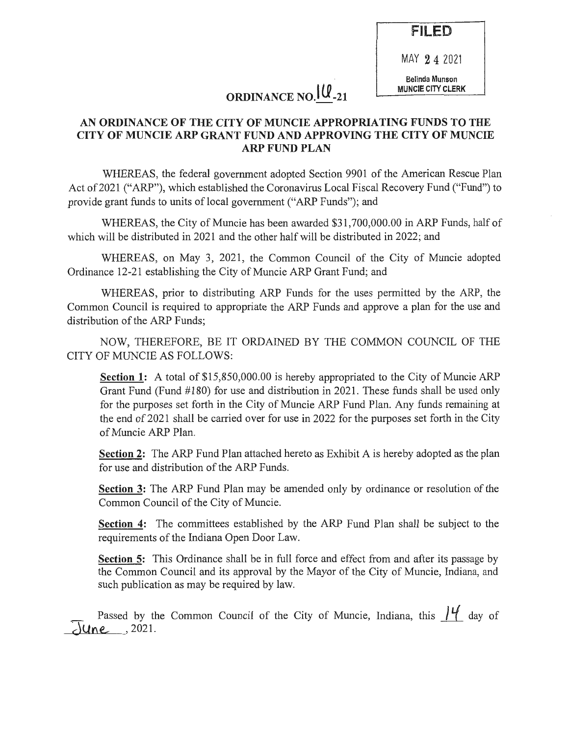FILED

MAY 24 2021

Belinda Munson
MUNCIE CITY CLERK

# ORDINANCE NO. 16-21

## AN ORDINANCE OF THE CITY OF MUNCIE APPROPRIATING FUNDS TO THE CITY OF MUNCIE ARP GRANT FUND AND APPROVING THE CITY OF MUNCIE ARP FUND PLAN

WHEREAS, the federal government adopted Section 9901 of the American Rescue Plan Act of 2021 ("ARP"), which established the Coronavirus Local Fiscal Recovery Fund ("Fund") to provide grant funds to units of local government ("ARP Funds"); and

WHEREAS, the City of Muncie has been awarded $31,700,000.00 in ARP Funds, half of which will be distributed in 2021 and the other half will be distributed in 2022; and

WHEREAS, on May 3, 2021, the Common Council of the City of Muncie adopted Ordinance 12-21 establishing the City of Muncie ARP Grant Fund; and

WHEREAS, prior to distributing ARP Funds for the uses permitted by the ARP, the Common Council is required to appropriate the ARP Funds and approve a plan for the use and distribution of the ARP Funds;

NOW, THEREFORE, BE IT ORDAINED BY THE COMMON COUNCIL OF THE CITY OF MUNCIE AS FOLLOWS:

**Section 1:** A total of $15,850,000.00 is hereby appropriated to the City of Muncie ARP Grant Fund (Fund #180) for use and distribution in 2021. These funds shall be used only for the purposes set forth in the City of Muncie ARP Fund Plan. Any funds remaining at the end of 2021 shall be carried over for use in 2022 for the purposes set forth in the City of Muncie ARP Plan.

**Section 2:** The ARP Fund Plan attached hereto as Exhibit A is hereby adopted as the plan for use and distribution of the ARP Funds.

**Section 3:** The ARP Fund Plan may be amended only by ordinance or resolution of the Common Council of the City of Muncie.

**Section 4:** The committees established by the ARP Fund Plan shall be subject to the requirements of the Indiana Open Door Law.

**Section 5:** This Ordinance shall be in full force and effect from and after its passage by the Common Council and its approval by the Mayor of the City of Muncie, Indiana, and such publication as may be required by law.

Passed by the Common Council of the City of Muncie, Indiana, this 14 day of June, 2021.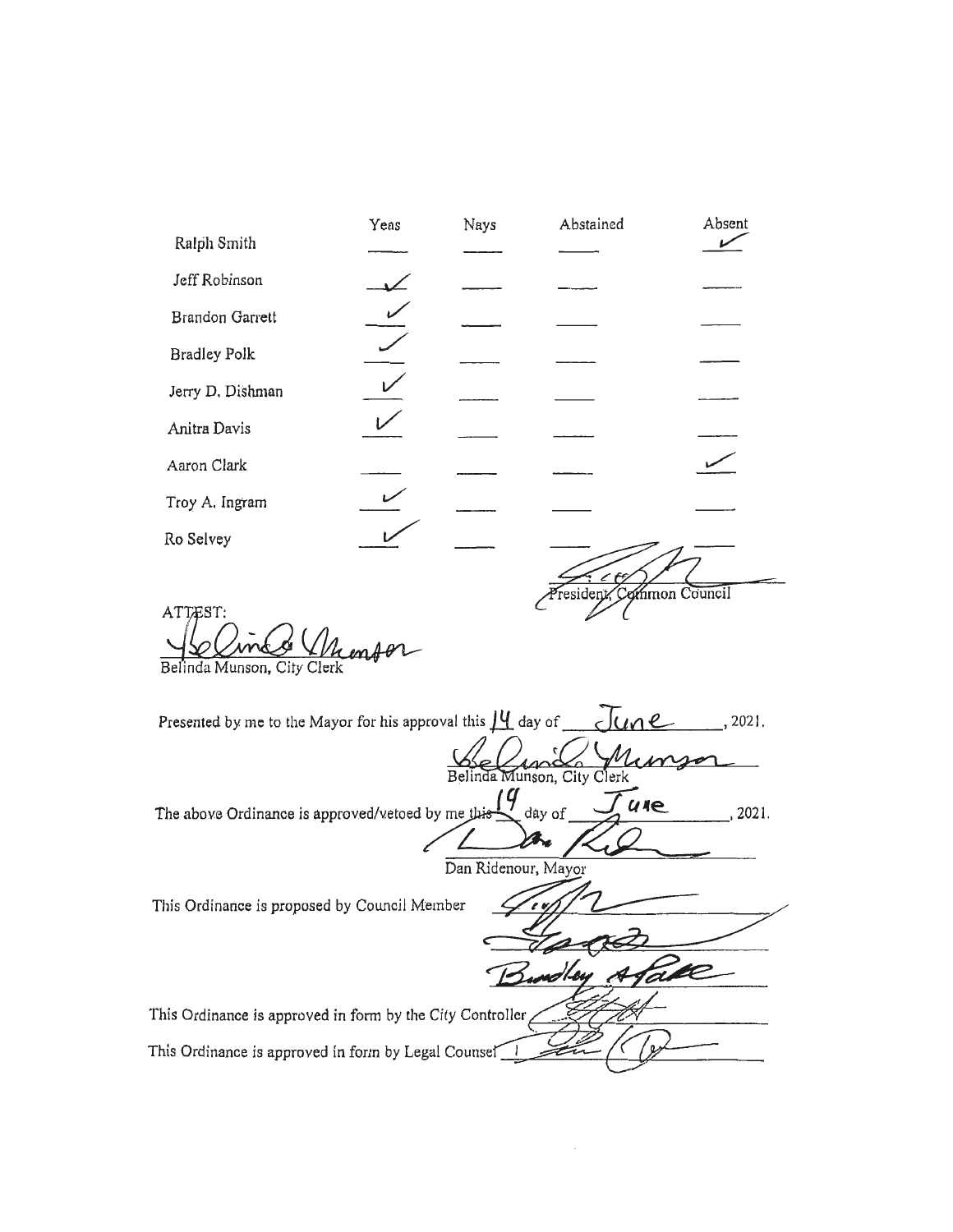| | Yeas | Nays | Abstained | Absent |
|---|---|---|---|---|
| Ralph Smith | | | | ✓ |
| Jeff Robinson | ✓ | | | |
| Brandon Garrett | ✓ | | | |
| Bradley Polk | ✓ | | | |
| Jerry D. Dishman | ✓ | | | |
| Anitra Davis | ✓ | | | |
| Aaron Clark | | | | ✓ |
| Troy A. Ingram | ✓ | | | |
| Ro Selvey | ✓ | | | |

President, Common Council

ATTEST:

Belinda Munson, City Clerk

Presented by me to the Mayor for his approval this 14 day of June, 2021.

Belinda Munson, City Clerk

The above Ordinance is approved/vetoed by me this 19 day of June, 2021.

Dan Ridenour, Mayor

This Ordinance is proposed by Council Member

This Ordinance is approved in form by the City Controller

This Ordinance is approved in form by Legal Counsel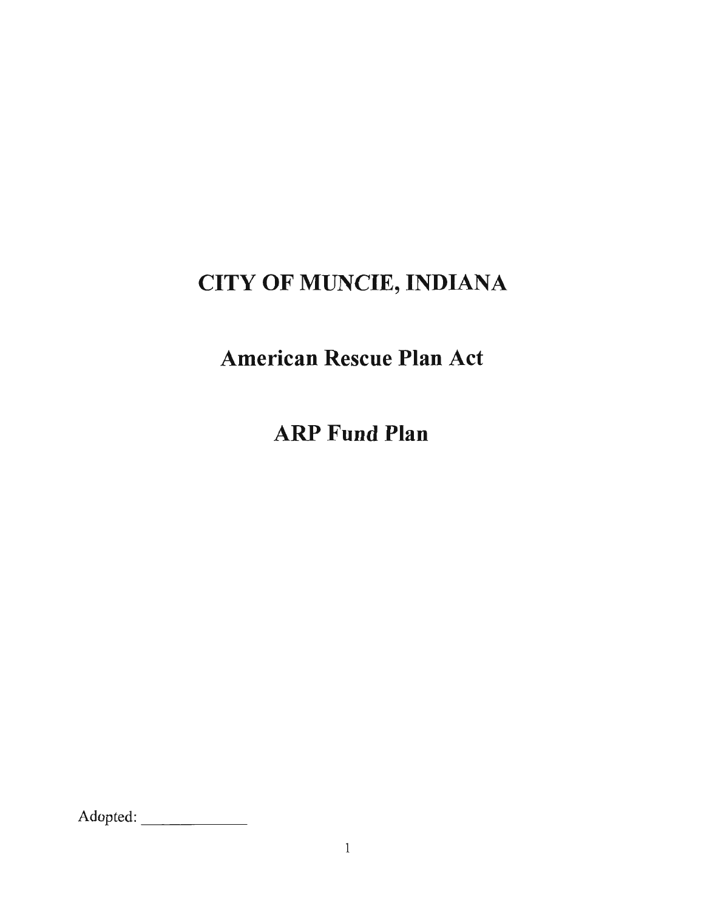# CITY OF MUNCIE, INDIANA

# American Rescue Plan Act

# ARP Fund Plan

Adopted: _______________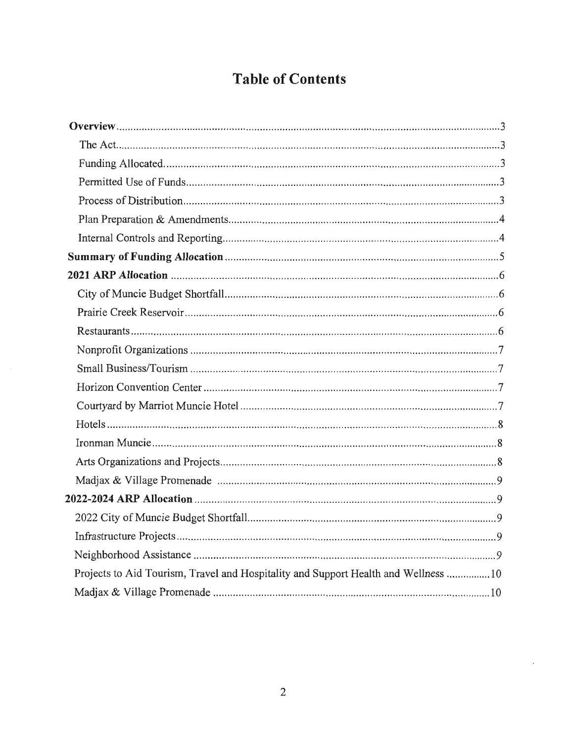# Table of Contents

**Overview** ........ 3
- The Act ........ 3
- Funding Allocated ........ 3
- Permitted Use of Funds ........ 3
- Process of Distribution ........ 3
- Plan Preparation & Amendments ........ 4
- Internal Controls and Reporting ........ 4

**Summary of Funding Allocation** ........ 5

**2021 ARP Allocation** ........ 6
- City of Muncie Budget Shortfall ........ 6
- Prairie Creek Reservoir ........ 6
- Restaurants ........ 6
- Nonprofit Organizations ........ 7
- Small Business/Tourism ........ 7
- Horizon Convention Center ........ 7
- Courtyard by Marriot Muncie Hotel ........ 7
- Hotels ........ 8
- Ironman Muncie ........ 8
- Arts Organizations and Projects ........ 8
- Madjax & Village Promenade ........ 9

**2022-2024 ARP Allocation** ........ 9
- 2022 City of Muncie Budget Shortfall ........ 9
- Infrastructure Projects ........ 9
- Neighborhood Assistance ........ 9
- Projects to Aid Tourism, Travel and Hospitality and Support Health and Wellness ........ 10
- Madjax & Village Promenade ........ 10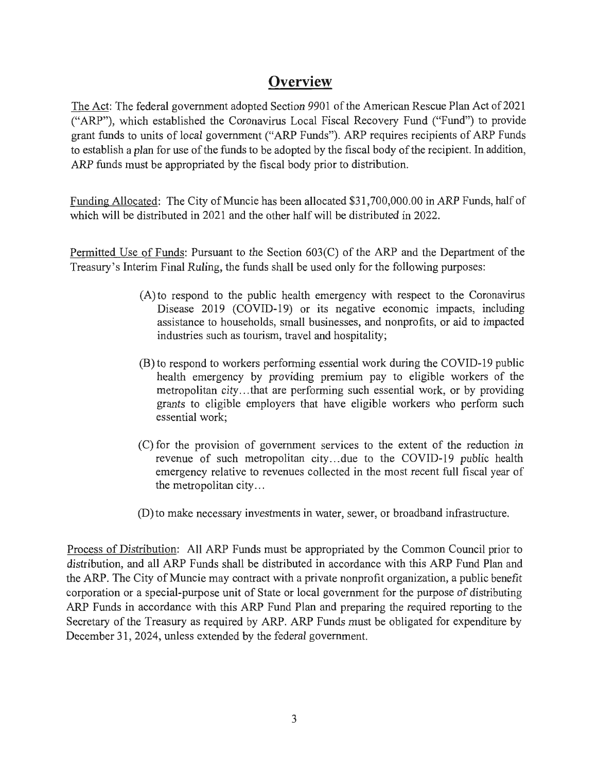# Overview

The Act: The federal government adopted Section 9901 of the American Rescue Plan Act of 2021 ("ARP"), which established the Coronavirus Local Fiscal Recovery Fund ("Fund") to provide grant funds to units of local government ("ARP Funds"). ARP requires recipients of ARP Funds to establish a plan for use of the funds to be adopted by the fiscal body of the recipient. In addition, ARP funds must be appropriated by the fiscal body prior to distribution.

Funding Allocated: The City of Muncie has been allocated $31,700,000.00 in ARP Funds, half of which will be distributed in 2021 and the other half will be distributed in 2022.

Permitted Use of Funds: Pursuant to the Section 603(C) of the ARP and the Department of the Treasury's Interim Final Ruling, the funds shall be used only for the following purposes:

(A) to respond to the public health emergency with respect to the Coronavirus Disease 2019 (COVID-19) or its negative economic impacts, including assistance to households, small businesses, and nonprofits, or aid to impacted industries such as tourism, travel and hospitality;

(B) to respond to workers performing essential work during the COVID-19 public health emergency by providing premium pay to eligible workers of the metropolitan city...that are performing such essential work, or by providing grants to eligible employers that have eligible workers who perform such essential work;

(C) for the provision of government services to the extent of the reduction in revenue of such metropolitan city...due to the COVID-19 public health emergency relative to revenues collected in the most recent full fiscal year of the metropolitan city...

(D) to make necessary investments in water, sewer, or broadband infrastructure.

Process of Distribution: All ARP Funds must be appropriated by the Common Council prior to distribution, and all ARP Funds shall be distributed in accordance with this ARP Fund Plan and the ARP. The City of Muncie may contract with a private nonprofit organization, a public benefit corporation or a special-purpose unit of State or local government for the purpose of distributing ARP Funds in accordance with this ARP Fund Plan and preparing the required reporting to the Secretary of the Treasury as required by ARP. ARP Funds must be obligated for expenditure by December 31, 2024, unless extended by the federal government.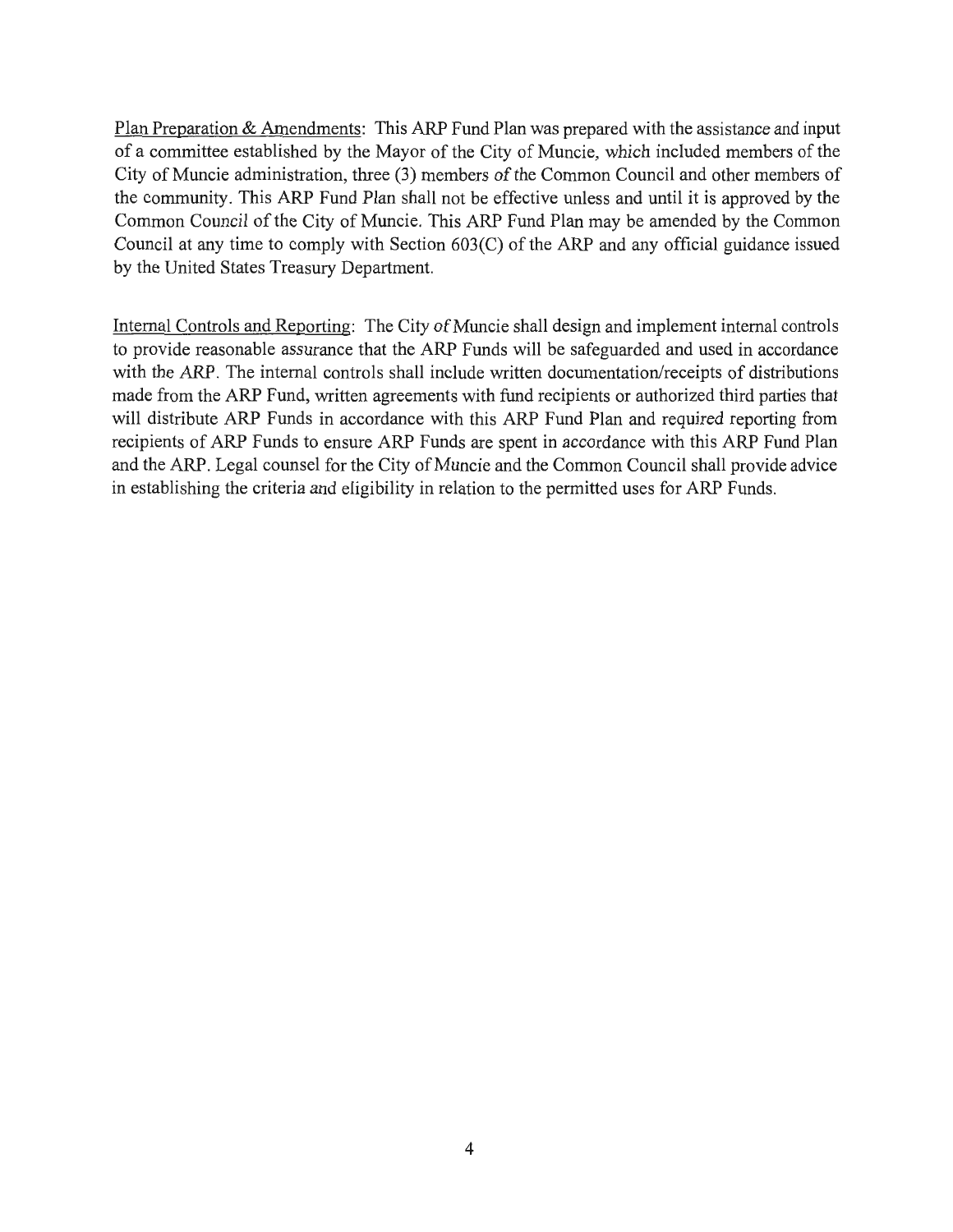Plan Preparation & Amendments: This ARP Fund Plan was prepared with the assistance and input of a committee established by the Mayor of the City of Muncie, which included members of the City of Muncie administration, three (3) members of the Common Council and other members of the community. This ARP Fund Plan shall not be effective unless and until it is approved by the Common Council of the City of Muncie. This ARP Fund Plan may be amended by the Common Council at any time to comply with Section 603(C) of the ARP and any official guidance issued by the United States Treasury Department.

Internal Controls and Reporting: The City of Muncie shall design and implement internal controls to provide reasonable assurance that the ARP Funds will be safeguarded and used in accordance with the ARP. The internal controls shall include written documentation/receipts of distributions made from the ARP Fund, written agreements with fund recipients or authorized third parties that will distribute ARP Funds in accordance with this ARP Fund Plan and required reporting from recipients of ARP Funds to ensure ARP Funds are spent in accordance with this ARP Fund Plan and the ARP. Legal counsel for the City of Muncie and the Common Council shall provide advice in establishing the criteria and eligibility in relation to the permitted uses for ARP Funds.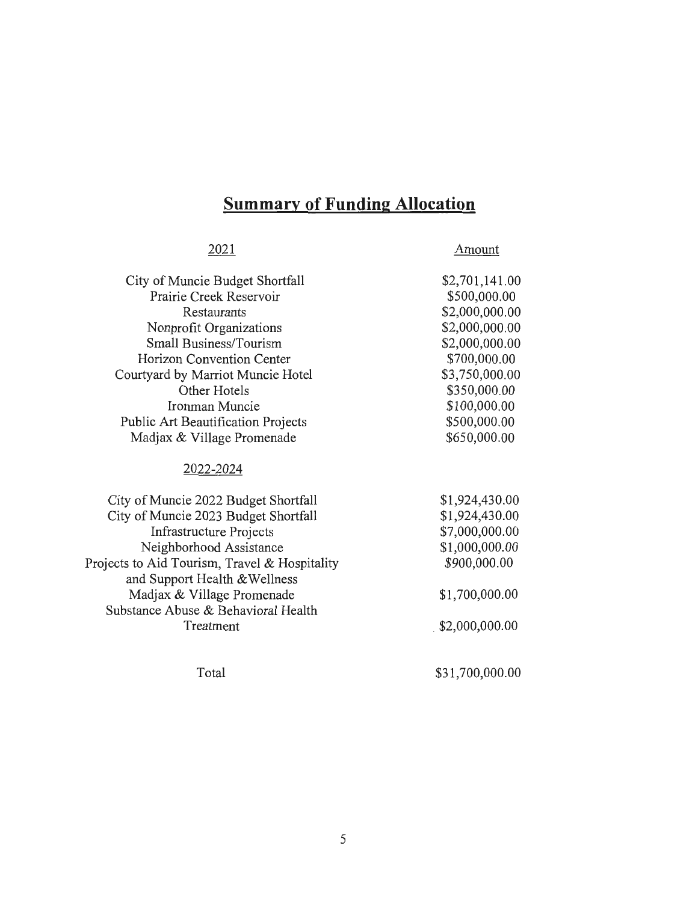# Summary of Funding Allocation

| 2021 | Amount |
| --- | --- |
| City of Muncie Budget Shortfall | $2,701,141.00 |
| Prairie Creek Reservoir | $500,000.00 |
| Restaurants | $2,000,000.00 |
| Nonprofit Organizations | $2,000,000.00 |
| Small Business/Tourism | $2,000,000.00 |
| Horizon Convention Center | $700,000.00 |
| Courtyard by Marriot Muncie Hotel | $3,750,000.00 |
| Other Hotels | $350,000.00 |
| Ironman Muncie | $100,000.00 |
| Public Art Beautification Projects | $500,000.00 |
| Madjax & Village Promenade | $650,000.00 |
| 2022-2024 | |
| City of Muncie 2022 Budget Shortfall | $1,924,430.00 |
| City of Muncie 2023 Budget Shortfall | $1,924,430.00 |
| Infrastructure Projects | $7,000,000.00 |
| Neighborhood Assistance | $1,000,000.00 |
| Projects to Aid Tourism, Travel & Hospitality and Support Health &Wellness | $900,000.00 |
| Madjax & Village Promenade | $1,700,000.00 |
| Substance Abuse & Behavioral Health Treatment | $2,000,000.00 |
| Total | $31,700,000.00 |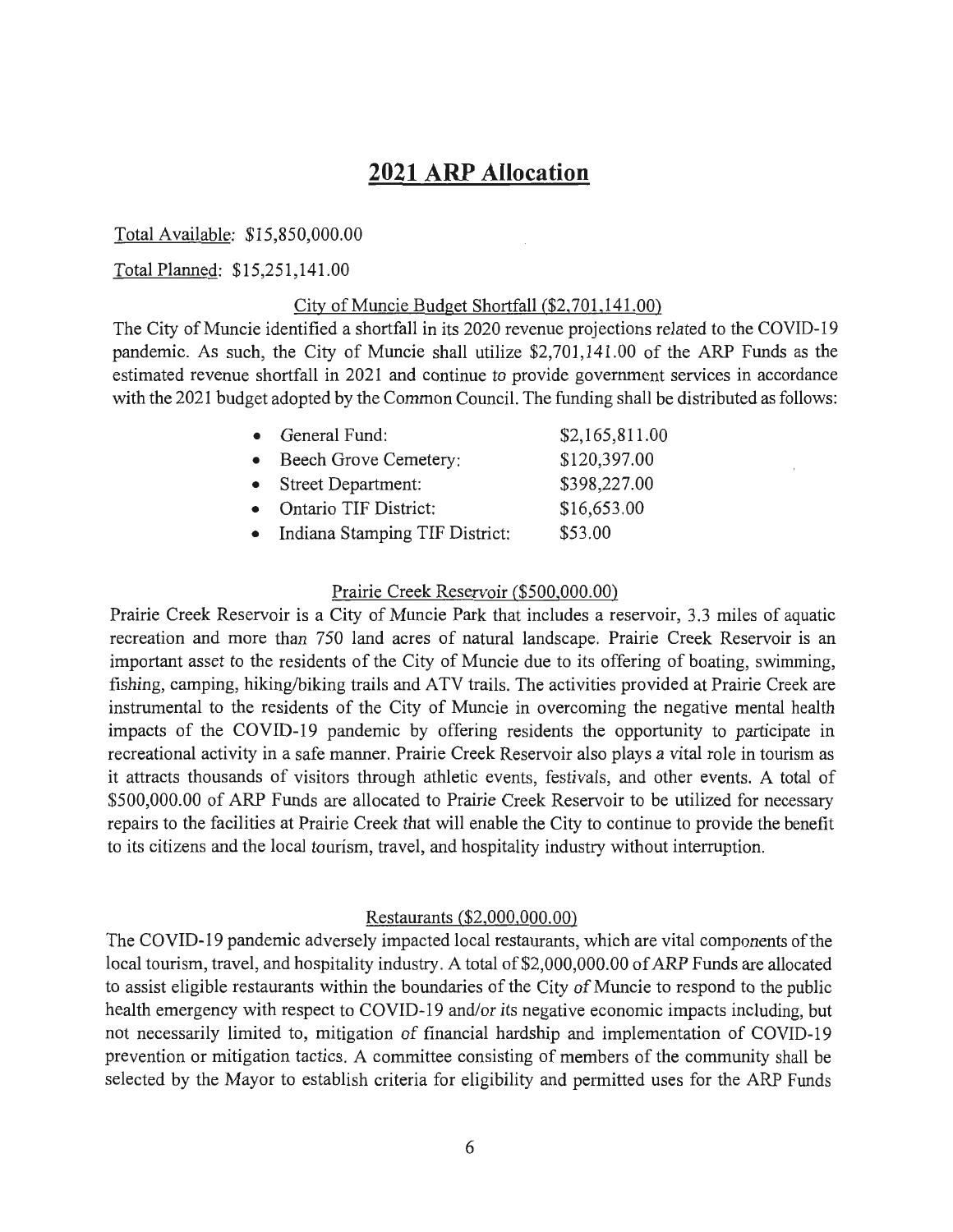## 2021 ARP Allocation

Total Available: $15,850,000.00

Total Planned: $15,251,141.00

### City of Muncie Budget Shortfall ($2,701,141.00)

The City of Muncie identified a shortfall in its 2020 revenue projections related to the COVID-19 pandemic. As such, the City of Muncie shall utilize $2,701,141.00 of the ARP Funds as the estimated revenue shortfall in 2021 and continue to provide government services in accordance with the 2021 budget adopted by the Common Council. The funding shall be distributed as follows:

- General Fund: $2,165,811.00
- Beech Grove Cemetery: $120,397.00
- Street Department: $398,227.00
- Ontario TIF District: $16,653.00
- Indiana Stamping TIF District: $53.00

### Prairie Creek Reservoir ($500,000.00)

Prairie Creek Reservoir is a City of Muncie Park that includes a reservoir, 3.3 miles of aquatic recreation and more than 750 land acres of natural landscape. Prairie Creek Reservoir is an important asset to the residents of the City of Muncie due to its offering of boating, swimming, fishing, camping, hiking/biking trails and ATV trails. The activities provided at Prairie Creek are instrumental to the residents of the City of Muncie in overcoming the negative mental health impacts of the COVID-19 pandemic by offering residents the opportunity to participate in recreational activity in a safe manner. Prairie Creek Reservoir also plays a vital role in tourism as it attracts thousands of visitors through athletic events, festivals, and other events. A total of $500,000.00 of ARP Funds are allocated to Prairie Creek Reservoir to be utilized for necessary repairs to the facilities at Prairie Creek that will enable the City to continue to provide the benefit to its citizens and the local tourism, travel, and hospitality industry without interruption.

### Restaurants ($2,000,000.00)

The COVID-19 pandemic adversely impacted local restaurants, which are vital components of the local tourism, travel, and hospitality industry. A total of $2,000,000.00 of ARP Funds are allocated to assist eligible restaurants within the boundaries of the City of Muncie to respond to the public health emergency with respect to COVID-19 and/or its negative economic impacts including, but not necessarily limited to, mitigation of financial hardship and implementation of COVID-19 prevention or mitigation tactics. A committee consisting of members of the community shall be selected by the Mayor to establish criteria for eligibility and permitted uses for the ARP Funds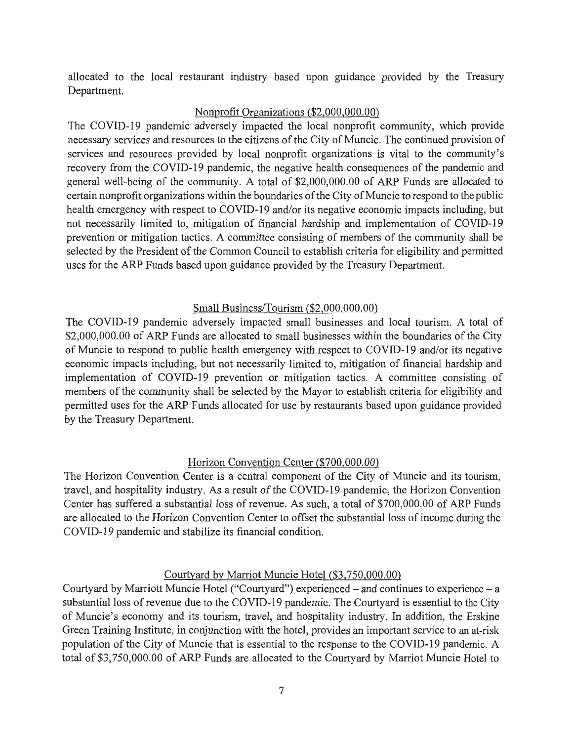allocated to the local restaurant industry based upon guidance provided by the Treasury Department.

<u>Nonprofit Organizations ($2,000,000.00)</u>

The COVID-19 pandemic adversely impacted the local nonprofit community, which provide necessary services and resources to the citizens of the City of Muncie. The continued provision of services and resources provided by local nonprofit organizations is vital to the community's recovery from the COVID-19 pandemic, the negative health consequences of the pandemic and general well-being of the community. A total of $2,000,000.00 of ARP Funds are allocated to certain nonprofit organizations within the boundaries of the City of Muncie to respond to the public health emergency with respect to COVID-19 and/or its negative economic impacts including, but not necessarily limited to, mitigation of financial hardship and implementation of COVID-19 prevention or mitigation tactics. A committee consisting of members of the community shall be selected by the President of the Common Council to establish criteria for eligibility and permitted uses for the ARP Funds based upon guidance provided by the Treasury Department.

<u>Small Business/Tourism ($2,000,000.00)</u>

The COVID-19 pandemic adversely impacted small businesses and local tourism. A total of $2,000,000.00 of ARP Funds are allocated to small businesses within the boundaries of the City of Muncie to respond to public health emergency with respect to COVID-19 and/or its negative economic impacts including, but not necessarily limited to, mitigation of financial hardship and implementation of COVID-19 prevention or mitigation tactics. A committee consisting of members of the community shall be selected by the Mayor to establish criteria for eligibility and permitted uses for the ARP Funds allocated for use by restaurants based upon guidance provided by the Treasury Department.

<u>Horizon Convention Center ($700,000.00)</u>

The Horizon Convention Center is a central component of the City of Muncie and its tourism, travel, and hospitality industry. As a result of the COVID-19 pandemic, the Horizon Convention Center has suffered a substantial loss of revenue. As such, a total of $700,000.00 of ARP Funds are allocated to the Horizon Convention Center to offset the substantial loss of income during the COVID-19 pandemic and stabilize its financial condition.

<u>Courtyard by Marriot Muncie Hotel ($3,750,000.00)</u>

Courtyard by Marriott Muncie Hotel ("Courtyard") experienced – and continues to experience – a substantial loss of revenue due to the COVID-19 pandemic. The Courtyard is essential to the City of Muncie's economy and its tourism, travel, and hospitality industry. In addition, the Erskine Green Training Institute, in conjunction with the hotel, provides an important service to an at-risk population of the City of Muncie that is essential to the response to the COVID-19 pandemic. A total of $3,750,000.00 of ARP Funds are allocated to the Courtyard by Marriot Muncie Hotel to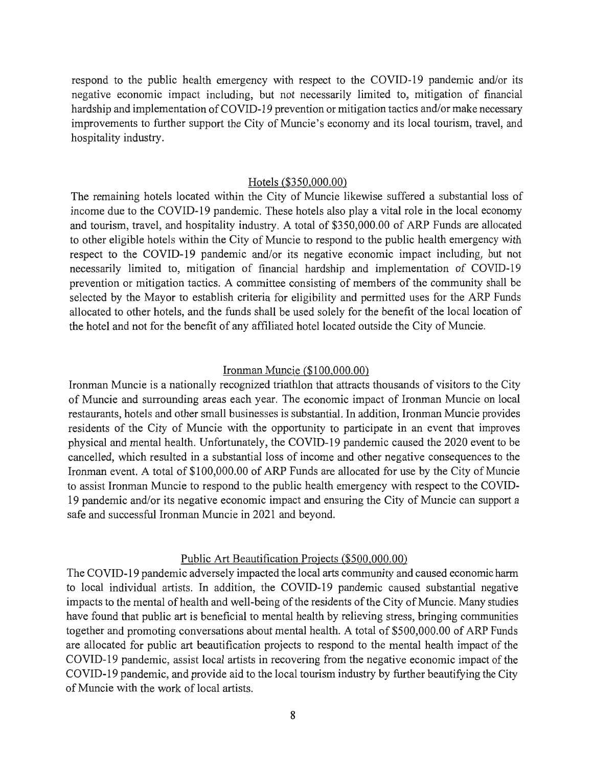respond to the public health emergency with respect to the COVID-19 pandemic and/or its negative economic impact including, but not necessarily limited to, mitigation of financial hardship and implementation of COVID-19 prevention or mitigation tactics and/or make necessary improvements to further support the City of Muncie's economy and its local tourism, travel, and hospitality industry.

## Hotels ($350,000.00)

The remaining hotels located within the City of Muncie likewise suffered a substantial loss of income due to the COVID-19 pandemic. These hotels also play a vital role in the local economy and tourism, travel, and hospitality industry. A total of $350,000.00 of ARP Funds are allocated to other eligible hotels within the City of Muncie to respond to the public health emergency with respect to the COVID-19 pandemic and/or its negative economic impact including, but not necessarily limited to, mitigation of financial hardship and implementation of COVID-19 prevention or mitigation tactics. A committee consisting of members of the community shall be selected by the Mayor to establish criteria for eligibility and permitted uses for the ARP Funds allocated to other hotels, and the funds shall be used solely for the benefit of the local location of the hotel and not for the benefit of any affiliated hotel located outside the City of Muncie.

## Ironman Muncie ($100,000.00)

Ironman Muncie is a nationally recognized triathlon that attracts thousands of visitors to the City of Muncie and surrounding areas each year. The economic impact of Ironman Muncie on local restaurants, hotels and other small businesses is substantial. In addition, Ironman Muncie provides residents of the City of Muncie with the opportunity to participate in an event that improves physical and mental health. Unfortunately, the COVID-19 pandemic caused the 2020 event to be cancelled, which resulted in a substantial loss of income and other negative consequences to the Ironman event. A total of $100,000.00 of ARP Funds are allocated for use by the City of Muncie to assist Ironman Muncie to respond to the public health emergency with respect to the COVID-19 pandemic and/or its negative economic impact and ensuring the City of Muncie can support a safe and successful Ironman Muncie in 2021 and beyond.

## Public Art Beautification Projects ($500,000.00)

The COVID-19 pandemic adversely impacted the local arts community and caused economic harm to local individual artists. In addition, the COVID-19 pandemic caused substantial negative impacts to the mental of health and well-being of the residents of the City of Muncie. Many studies have found that public art is beneficial to mental health by relieving stress, bringing communities together and promoting conversations about mental health. A total of $500,000.00 of ARP Funds are allocated for public art beautification projects to respond to the mental health impact of the COVID-19 pandemic, assist local artists in recovering from the negative economic impact of the COVID-19 pandemic, and provide aid to the local tourism industry by further beautifying the City of Muncie with the work of local artists.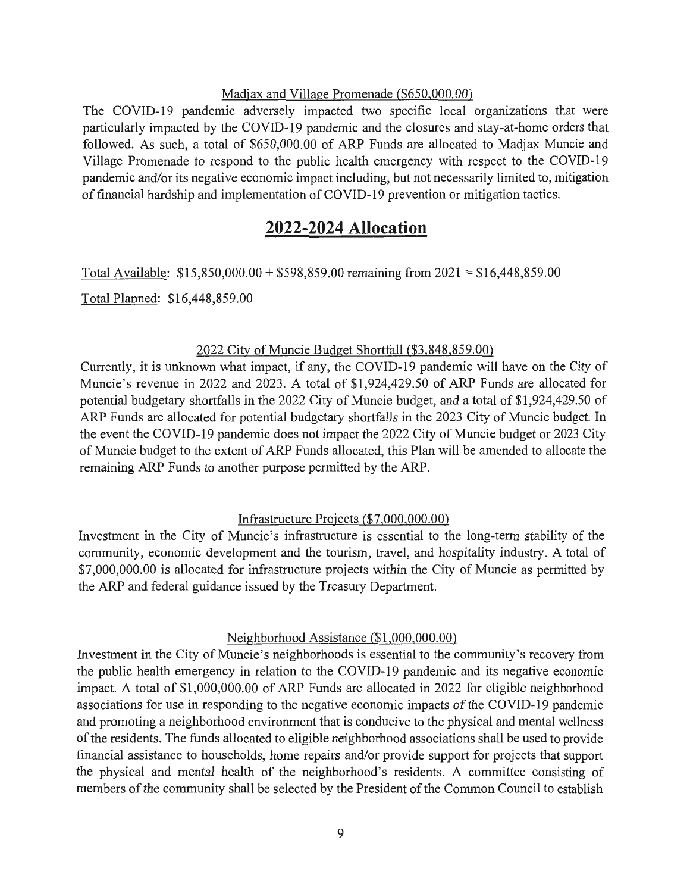Madjax and Village Promenade ($650,000.00)

The COVID-19 pandemic adversely impacted two specific local organizations that were particularly impacted by the COVID-19 pandemic and the closures and stay-at-home orders that followed. As such, a total of $650,000.00 of ARP Funds are allocated to Madjax Muncie and Village Promenade to respond to the public health emergency with respect to the COVID-19 pandemic and/or its negative economic impact including, but not necessarily limited to, mitigation of financial hardship and implementation of COVID-19 prevention or mitigation tactics.

## 2022-2024 Allocation

Total Available: $15,850,000.00 + $598,859.00 remaining from 2021 = $16,448,859.00

Total Planned: $16,448,859.00

2022 City of Muncie Budget Shortfall ($3,848,859.00)

Currently, it is unknown what impact, if any, the COVID-19 pandemic will have on the City of Muncie's revenue in 2022 and 2023. A total of $1,924,429.50 of ARP Funds are allocated for potential budgetary shortfalls in the 2022 City of Muncie budget, and a total of $1,924,429.50 of ARP Funds are allocated for potential budgetary shortfalls in the 2023 City of Muncie budget. In the event the COVID-19 pandemic does not impact the 2022 City of Muncie budget or 2023 City of Muncie budget to the extent of ARP Funds allocated, this Plan will be amended to allocate the remaining ARP Funds to another purpose permitted by the ARP.

Infrastructure Projects ($7,000,000.00)

Investment in the City of Muncie's infrastructure is essential to the long-term stability of the community, economic development and the tourism, travel, and hospitality industry. A total of $7,000,000.00 is allocated for infrastructure projects within the City of Muncie as permitted by the ARP and federal guidance issued by the Treasury Department.

Neighborhood Assistance ($1,000,000.00)

Investment in the City of Muncie's neighborhoods is essential to the community's recovery from the public health emergency in relation to the COVID-19 pandemic and its negative economic impact. A total of $1,000,000.00 of ARP Funds are allocated in 2022 for eligible neighborhood associations for use in responding to the negative economic impacts of the COVID-19 pandemic and promoting a neighborhood environment that is conducive to the physical and mental wellness of the residents. The funds allocated to eligible neighborhood associations shall be used to provide financial assistance to households, home repairs and/or provide support for projects that support the physical and mental health of the neighborhood's residents. A committee consisting of members of the community shall be selected by the President of the Common Council to establish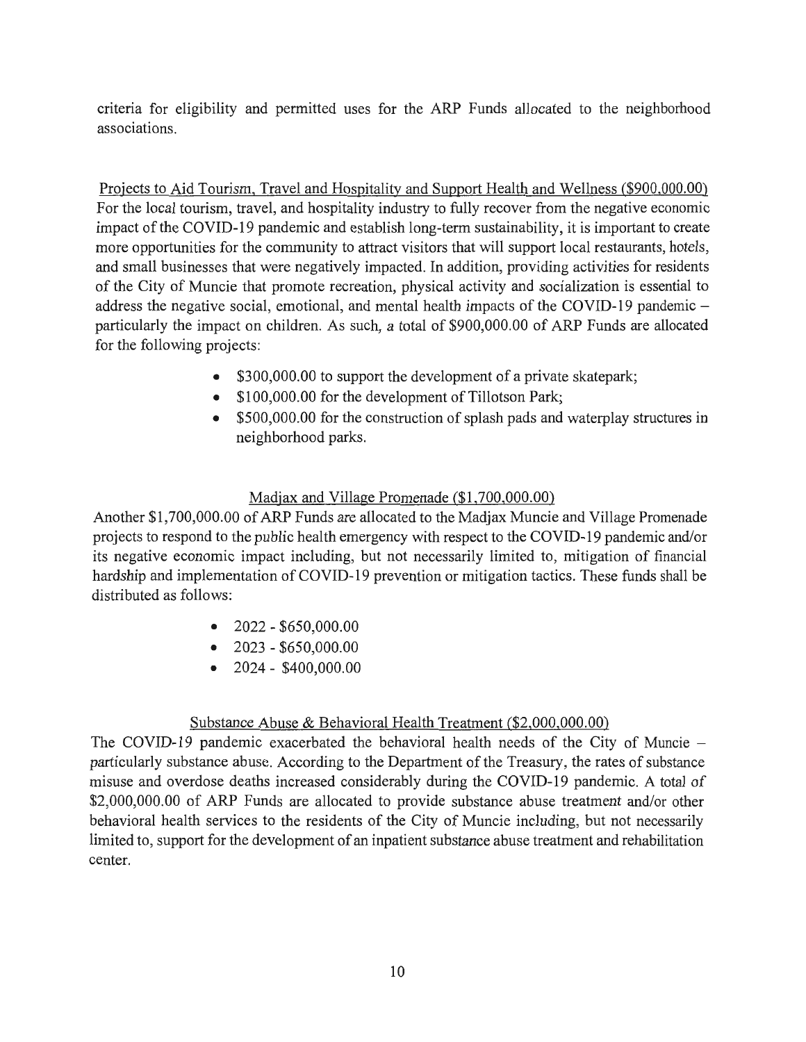criteria for eligibility and permitted uses for the ARP Funds allocated to the neighborhood associations.

Projects to Aid Tourism, Travel and Hospitality and Support Health and Wellness ($900,000.00)

For the local tourism, travel, and hospitality industry to fully recover from the negative economic impact of the COVID-19 pandemic and establish long-term sustainability, it is important to create more opportunities for the community to attract visitors that will support local restaurants, hotels, and small businesses that were negatively impacted. In addition, providing activities for residents of the City of Muncie that promote recreation, physical activity and socialization is essential to address the negative social, emotional, and mental health impacts of the COVID-19 pandemic – particularly the impact on children. As such, a total of $900,000.00 of ARP Funds are allocated for the following projects:

- $300,000.00 to support the development of a private skatepark;
- $100,000.00 for the development of Tillotson Park;
- $500,000.00 for the construction of splash pads and waterplay structures in neighborhood parks.

Madjax and Village Promenade ($1,700,000.00)

Another $1,700,000.00 of ARP Funds are allocated to the Madjax Muncie and Village Promenade projects to respond to the public health emergency with respect to the COVID-19 pandemic and/or its negative economic impact including, but not necessarily limited to, mitigation of financial hardship and implementation of COVID-19 prevention or mitigation tactics. These funds shall be distributed as follows:

- 2022 - $650,000.00
- 2023 - $650,000.00
- 2024 - $400,000.00

Substance Abuse & Behavioral Health Treatment ($2,000,000.00)

The COVID-19 pandemic exacerbated the behavioral health needs of the City of Muncie – particularly substance abuse. According to the Department of the Treasury, the rates of substance misuse and overdose deaths increased considerably during the COVID-19 pandemic. A total of $2,000,000.00 of ARP Funds are allocated to provide substance abuse treatment and/or other behavioral health services to the residents of the City of Muncie including, but not necessarily limited to, support for the development of an inpatient substance abuse treatment and rehabilitation center.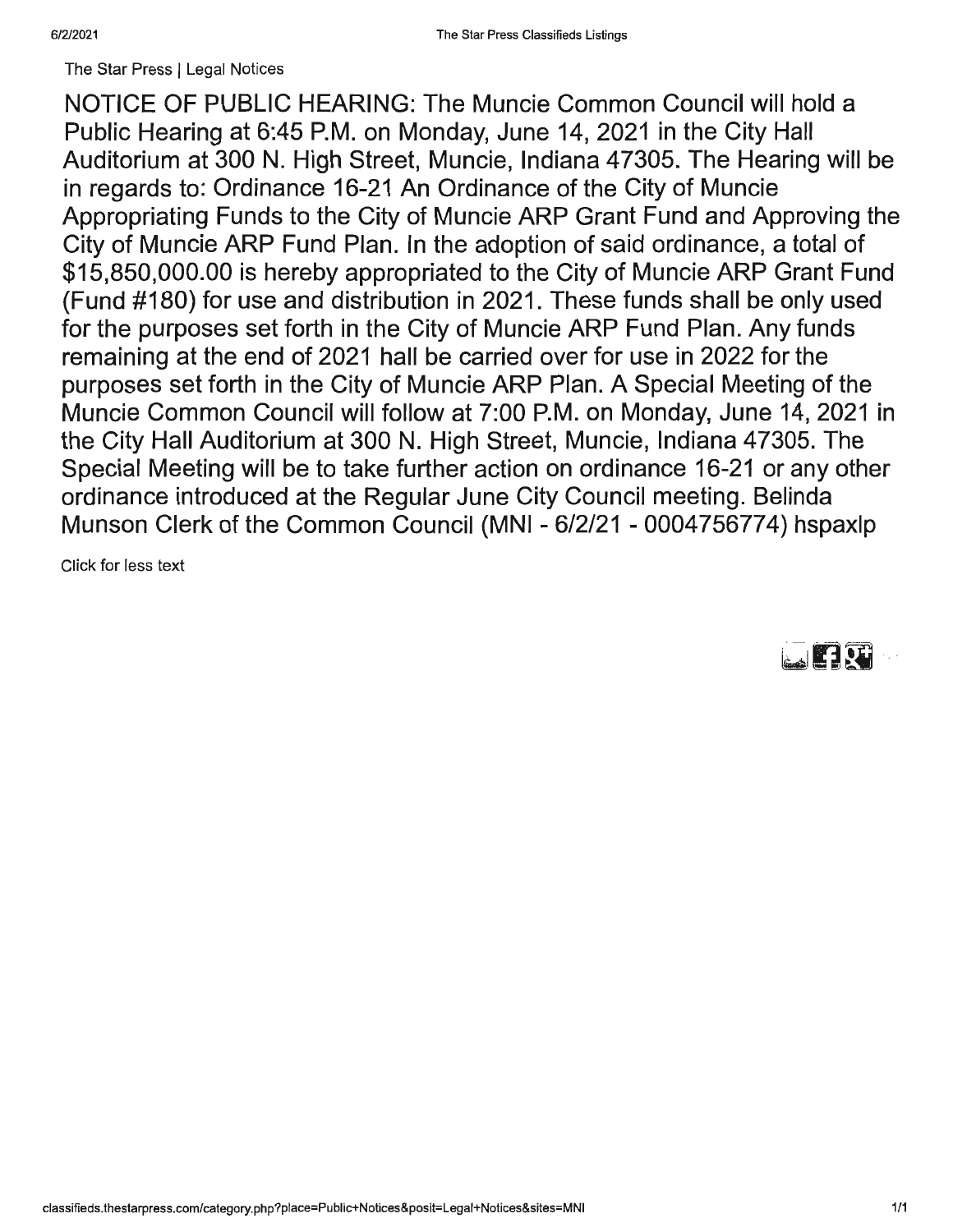The Star Press | Legal Notices

NOTICE OF PUBLIC HEARING: The Muncie Common Council will hold a Public Hearing at 6:45 P.M. on Monday, June 14, 2021 in the City Hall Auditorium at 300 N. High Street, Muncie, Indiana 47305. The Hearing will be in regards to: Ordinance 16-21 An Ordinance of the City of Muncie Appropriating Funds to the City of Muncie ARP Grant Fund and Approving the City of Muncie ARP Fund Plan. In the adoption of said ordinance, a total of $15,850,000.00 is hereby appropriated to the City of Muncie ARP Grant Fund (Fund #180) for use and distribution in 2021. These funds shall be only used for the purposes set forth in the City of Muncie ARP Fund Plan. Any funds remaining at the end of 2021 hall be carried over for use in 2022 for the purposes set forth in the City of Muncie ARP Plan. A Special Meeting of the Muncie Common Council will follow at 7:00 P.M. on Monday, June 14, 2021 in the City Hall Auditorium at 300 N. High Street, Muncie, Indiana 47305. The Special Meeting will be to take further action on ordinance 16-21 or any other ordinance introduced at the Regular June City Council meeting. Belinda Munson Clerk of the Common Council (MNI - 6/2/21 - 0004756774) hspaxlp

Click for less text